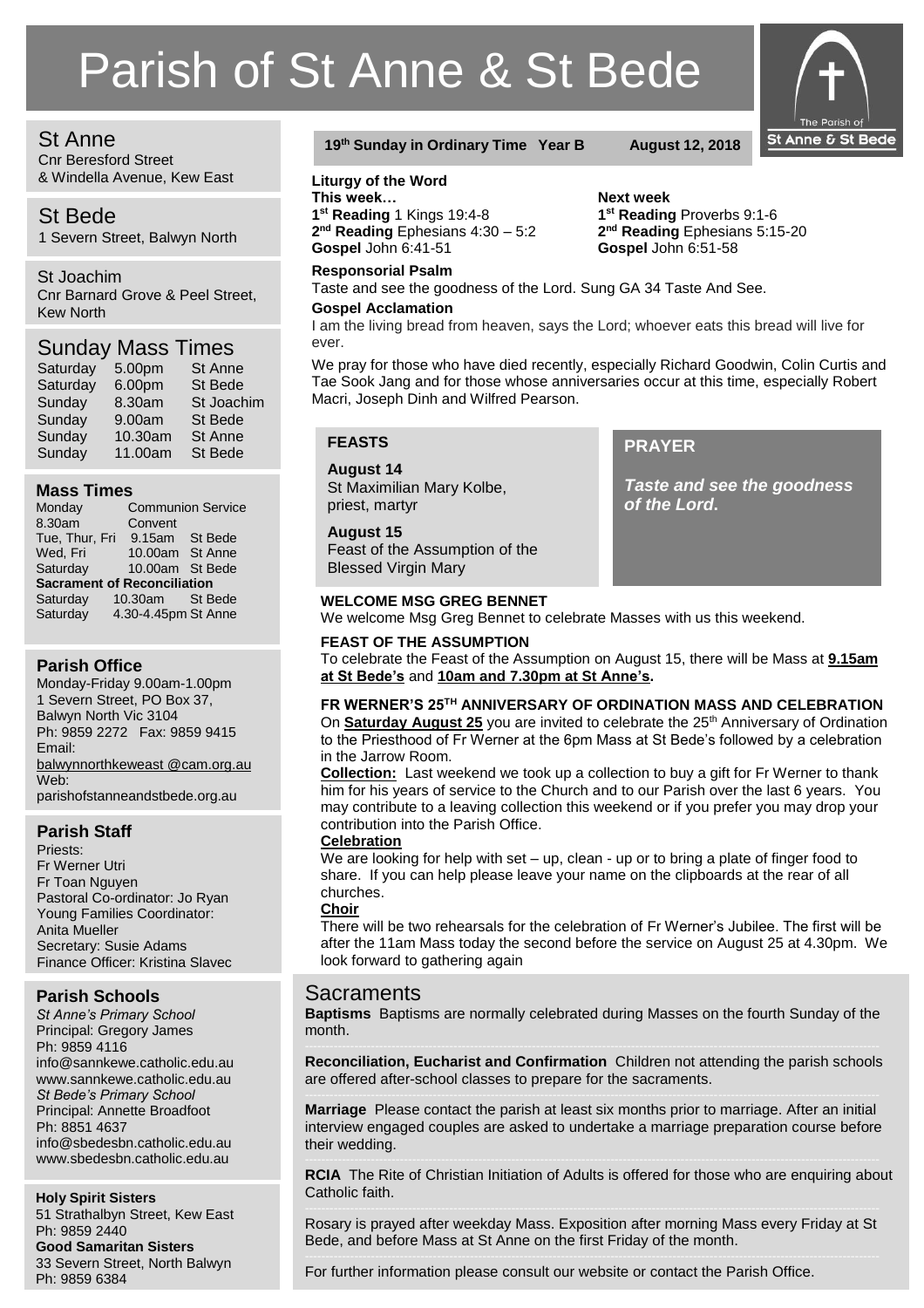# Parish of St Anne & St Bede

## St Anne

Cnr Beresford Street
& Windella Avenue, Kew East

## St Bede

1 Severn Street, Balwyn North

## St Joachim

Cnr Barnard Grove & Peel Street, Kew North

## Sunday Mass Times

| | | |
|---|---|---|
| Saturday | 5.00pm | St Anne |
| Saturday | 6.00pm | St Bede |
| Sunday | 8.30am | St Joachim |
| Sunday | 9.00am | St Bede |
| Sunday | 10.30am | St Anne |
| Sunday | 11.00am | St Bede |

### Mass Times

| | | |
|---|---|---|
| Monday | Communion Service | |
| 8.30am | Convent | |
| Tue, Thur, Fri | 9.15am | St Bede |
| Wed, Fri | 10.00am | St Anne |
| Saturday | 10.00am | St Bede |
| **Sacrament of Reconciliation** | | |
| Saturday | 10.30am | St Bede |
| Saturday | 4.30-4.45pm | St Anne |

### Parish Office

Monday-Friday 9.00am-1.00pm
1 Severn Street, PO Box 37,
Balwyn North Vic 3104
Ph: 9859 2272 Fax: 9859 9415
Email:
balwynnorthkeweast @cam.org.au
Web:
parishofstanneandstbede.org.au

### Parish Staff

Priests:
Fr Werner Utri
Fr Toan Nguyen
Pastoral Co-ordinator: Jo Ryan
Young Families Coordinator: Anita Mueller
Secretary: Susie Adams
Finance Officer: Kristina Slavec

### Parish Schools

*St Anne's Primary School*
Principal: Gregory James
Ph: 9859 4116
info@sannkewe.catholic.edu.au
www.sannkewe.catholic.edu.au
*St Bede's Primary School*
Principal: Annette Broadfoot
Ph: 8851 4637
info@sbedesbn.catholic.edu.au
www.sbedesbn.catholic.edu.au

**Holy Spirit Sisters**
51 Strathalbyn Street, Kew East
Ph: 9859 2440
**Good Samaritan Sisters**
33 Severn Street, North Balwyn
Ph: 9859 6384

**19th Sunday in Ordinary Time Year B — August 12, 2018**

**Liturgy of the Word**

**This week…**
**1st Reading** 1 Kings 19:4-8
**2nd Reading** Ephesians 4:30 – 5:2
**Gospel** John 6:41-51

**Next week**
**1st Reading** Proverbs 9:1-6
**2nd Reading** Ephesians 5:15-20
**Gospel** John 6:51-58

**Responsorial Psalm**
Taste and see the goodness of the Lord. Sung GA 34 Taste And See.

**Gospel Acclamation**
I am the living bread from heaven, says the Lord; whoever eats this bread will live for ever.

We pray for those who have died recently, especially Richard Goodwin, Colin Curtis and Tae Sook Jang and for those whose anniversaries occur at this time, especially Robert Macri, Joseph Dinh and Wilfred Pearson.

### FEASTS

**August 14**
St Maximilian Mary Kolbe, priest, martyr

**August 15**
Feast of the Assumption of the Blessed Virgin Mary

### PRAYER

***Taste and see the goodness of the Lord.***

#### WELCOME MSG GREG BENNET

We welcome Msg Greg Bennet to celebrate Masses with us this weekend.

#### FEAST OF THE ASSUMPTION

To celebrate the Feast of the Assumption on August 15, there will be Mass at **9.15am at St Bede's** and **10am and 7.30pm at St Anne's.**

#### FR WERNER'S 25TH ANNIVERSARY OF ORDINATION MASS AND CELEBRATION

On **Saturday August 25** you are invited to celebrate the 25th Anniversary of Ordination to the Priesthood of Fr Werner at the 6pm Mass at St Bede's followed by a celebration in the Jarrow Room.

**Collection:** Last weekend we took up a collection to buy a gift for Fr Werner to thank him for his years of service to the Church and to our Parish over the last 6 years. You may contribute to a leaving collection this weekend or if you prefer you may drop your contribution into the Parish Office.

**Celebration**
We are looking for help with set – up, clean - up or to bring a plate of finger food to share. If you can help please leave your name on the clipboards at the rear of all churches.

**Choir**
There will be two rehearsals for the celebration of Fr Werner's Jubilee. The first will be after the 11am Mass today the second before the service on August 25 at 4.30pm. We look forward to gathering again

## Sacraments

**Baptisms** Baptisms are normally celebrated during Masses on the fourth Sunday of the month.

**Reconciliation, Eucharist and Confirmation** Children not attending the parish schools are offered after-school classes to prepare for the sacraments.

**Marriage** Please contact the parish at least six months prior to marriage. After an initial interview engaged couples are asked to undertake a marriage preparation course before their wedding.

**RCIA** The Rite of Christian Initiation of Adults is offered for those who are enquiring about Catholic faith.

Rosary is prayed after weekday Mass. Exposition after morning Mass every Friday at St Bede, and before Mass at St Anne on the first Friday of the month.

For further information please consult our website or contact the Parish Office.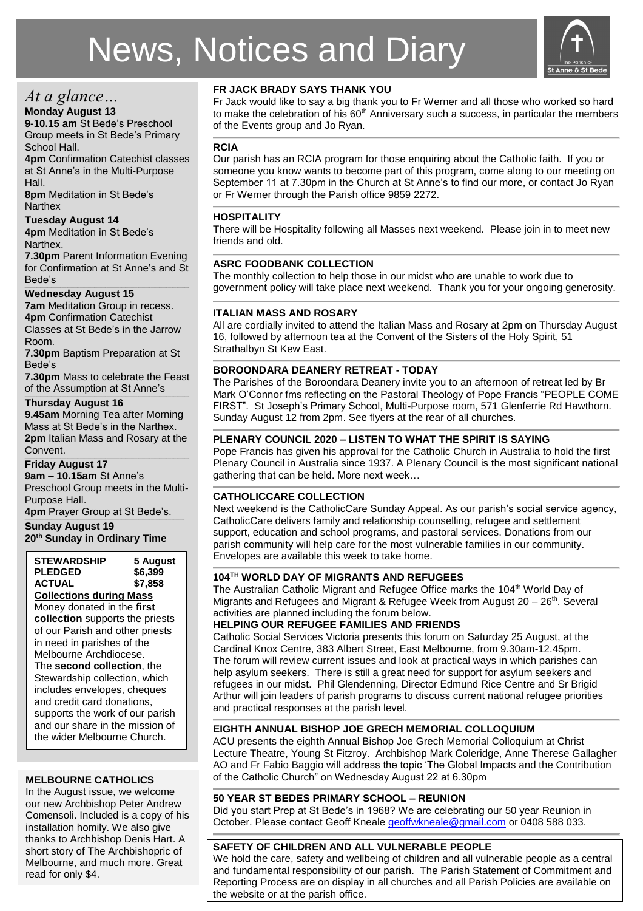# News, Notices and Diary

## *At a glance…*

**Monday August 13**

**9-10.15 am** St Bede's Preschool Group meets in St Bede's Primary School Hall.

**4pm** Confirmation Catechist classes at St Anne's in the Multi-Purpose Hall.

**8pm** Meditation in St Bede's Narthex

**Tuesday August 14**

**4pm** Meditation in St Bede's Narthex.

**7.30pm** Parent Information Evening for Confirmation at St Anne's and St Bede's

**Wednesday August 15**

**7am** Meditation Group in recess.

**4pm** Confirmation Catechist Classes at St Bede's in the Jarrow Room.

**7.30pm** Baptism Preparation at St Bede's

**7.30pm** Mass to celebrate the Feast of the Assumption at St Anne's

**Thursday August 16**

**9.45am** Morning Tea after Morning Mass at St Bede's in the Narthex.

**2pm** Italian Mass and Rosary at the Convent.

**Friday August 17**

**9am – 10.15am** St Anne's Preschool Group meets in the Multi-Purpose Hall.

**4pm** Prayer Group at St Bede's.

**Sunday August 19**

**20th Sunday in Ordinary Time**

| | |
|---|---|
| **STEWARDSHIP** | **5 August** |
| **PLEDGED** | **$6,399** |
| **ACTUAL** | **$7,858** |

**Collections during Mass**

Money donated in the **first collection** supports the priests of our Parish and other priests in need in parishes of the Melbourne Archdiocese.

The **second collection**, the Stewardship collection, which includes envelopes, cheques and credit card donations, supports the work of our parish and our share in the mission of the wider Melbourne Church.

### MELBOURNE CATHOLICS

In the August issue, we welcome our new Archbishop Peter Andrew Comensoli. Included is a copy of his installation homily. We also give thanks to Archbishop Denis Hart. A short story of The Archbishopric of Melbourne, and much more. Great read for only $4.

### FR JACK BRADY SAYS THANK YOU

Fr Jack would like to say a big thank you to Fr Werner and all those who worked so hard to make the celebration of his 60th Anniversary such a success, in particular the members of the Events group and Jo Ryan.

### RCIA

Our parish has an RCIA program for those enquiring about the Catholic faith. If you or someone you know wants to become part of this program, come along to our meeting on September 11 at 7.30pm in the Church at St Anne's to find our more, or contact Jo Ryan or Fr Werner through the Parish office 9859 2272.

### HOSPITALITY

There will be Hospitality following all Masses next weekend. Please join in to meet new friends and old.

### ASRC FOODBANK COLLECTION

The monthly collection to help those in our midst who are unable to work due to government policy will take place next weekend. Thank you for your ongoing generosity.

### ITALIAN MASS AND ROSARY

All are cordially invited to attend the Italian Mass and Rosary at 2pm on Thursday August 16, followed by afternoon tea at the Convent of the Sisters of the Holy Spirit, 51 Strathalbyn St Kew East.

### BOROONDARA DEANERY RETREAT - TODAY

The Parishes of the Boroondara Deanery invite you to an afternoon of retreat led by Br Mark O'Connor fms reflecting on the Pastoral Theology of Pope Francis "PEOPLE COME FIRST". St Joseph's Primary School, Multi-Purpose room, 571 Glenferrie Rd Hawthorn. Sunday August 12 from 2pm. See flyers at the rear of all churches.

### PLENARY COUNCIL 2020 – LISTEN TO WHAT THE SPIRIT IS SAYING

Pope Francis has given his approval for the Catholic Church in Australia to hold the first Plenary Council in Australia since 1937. A Plenary Council is the most significant national gathering that can be held. More next week…

### CATHOLICCARE COLLECTION

Next weekend is the CatholicCare Sunday Appeal. As our parish's social service agency, CatholicCare delivers family and relationship counselling, refugee and settlement support, education and school programs, and pastoral services. Donations from our parish community will help care for the most vulnerable families in our community. Envelopes are available this week to take home.

### 104TH WORLD DAY OF MIGRANTS AND REFUGEES

The Australian Catholic Migrant and Refugee Office marks the 104th World Day of Migrants and Refugees and Migrant & Refugee Week from August 20 – 26th. Several activities are planned including the forum below.

**HELPING OUR REFUGEE FAMILIES AND FRIENDS**

Catholic Social Services Victoria presents this forum on Saturday 25 August, at the Cardinal Knox Centre, 383 Albert Street, East Melbourne, from 9.30am-12.45pm. The forum will review current issues and look at practical ways in which parishes can help asylum seekers. There is still a great need for support for asylum seekers and refugees in our midst. Phil Glendenning, Director Edmund Rice Centre and Sr Brigid Arthur will join leaders of parish programs to discuss current national refugee priorities and practical responses at the parish level.

### EIGHTH ANNUAL BISHOP JOE GRECH MEMORIAL COLLOQUIUM

ACU presents the eighth Annual Bishop Joe Grech Memorial Colloquium at Christ Lecture Theatre, Young St Fitzroy. Archbishop Mark Coleridge, Anne Therese Gallagher AO and Fr Fabio Baggio will address the topic 'The Global Impacts and the Contribution of the Catholic Church" on Wednesday August 22 at 6.30pm

### 50 YEAR ST BEDES PRIMARY SCHOOL – REUNION

Did you start Prep at St Bede's in 1968? We are celebrating our 50 year Reunion in October. Please contact Geoff Kneale geoffwkneale@gmail.com or 0408 588 033.

### SAFETY OF CHILDREN AND ALL VULNERABLE PEOPLE

We hold the care, safety and wellbeing of children and all vulnerable people as a central and fundamental responsibility of our parish. The Parish Statement of Commitment and Reporting Process are on display in all churches and all Parish Policies are available on the website or at the parish office.